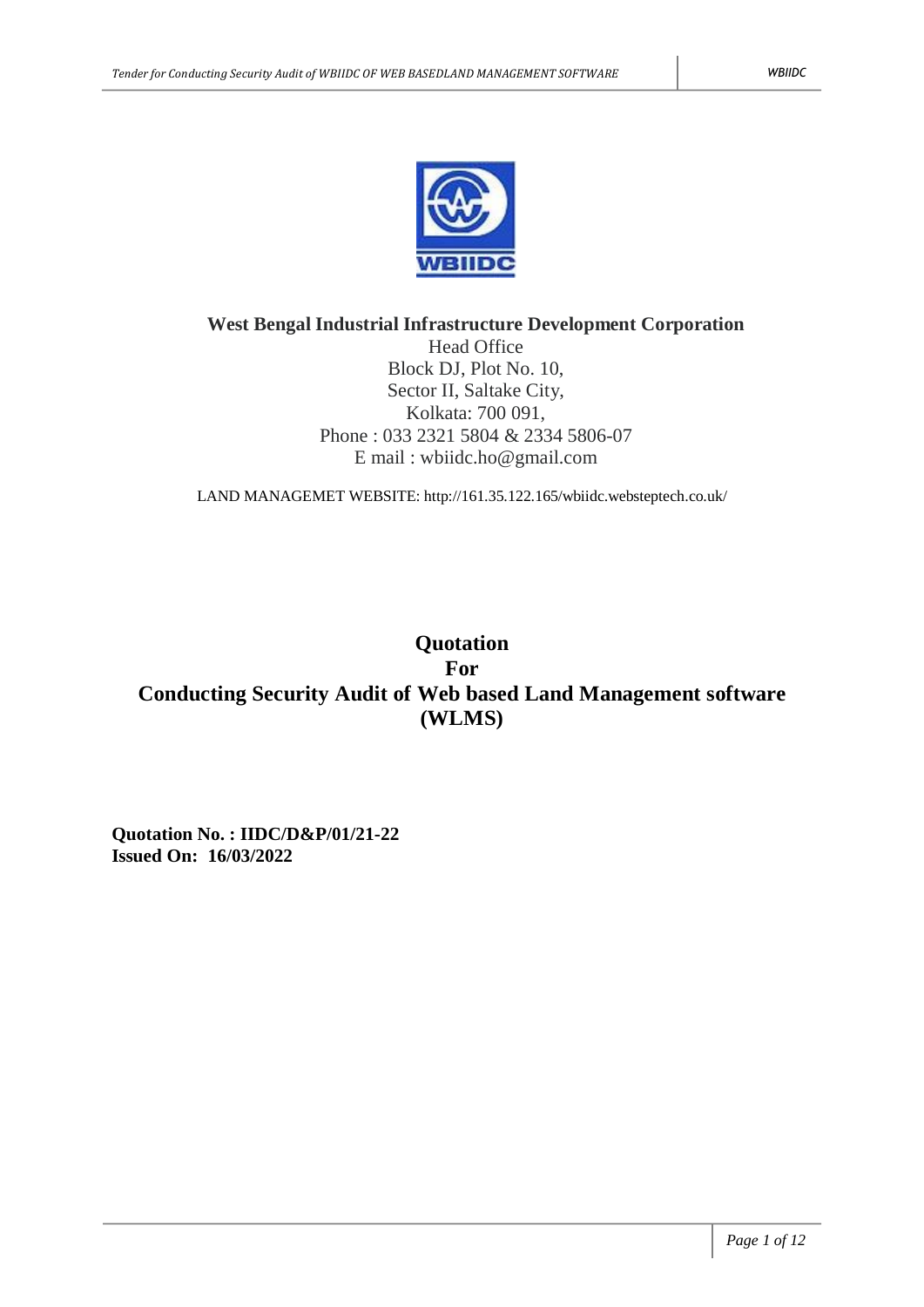**West Bengal Industrial Infrastructure Development Corporation**
Head Office
Block DJ, Plot No. 10,
Sector II, Saltake City,
Kolkata: 700 091,
Phone : 033 2321 5804 & 2334 5806-07
E mail : wbiidc.ho@gmail.com

LAND MANAGEMET WEBSITE: http://161.35.122.165/wbiidc.websteptech.co.uk/

# Quotation
# For
# Conducting Security Audit of Web based Land Management software (WLMS)

**Quotation No. : IIDC/D&P/01/21-22**
**Issued On: 16/03/2022**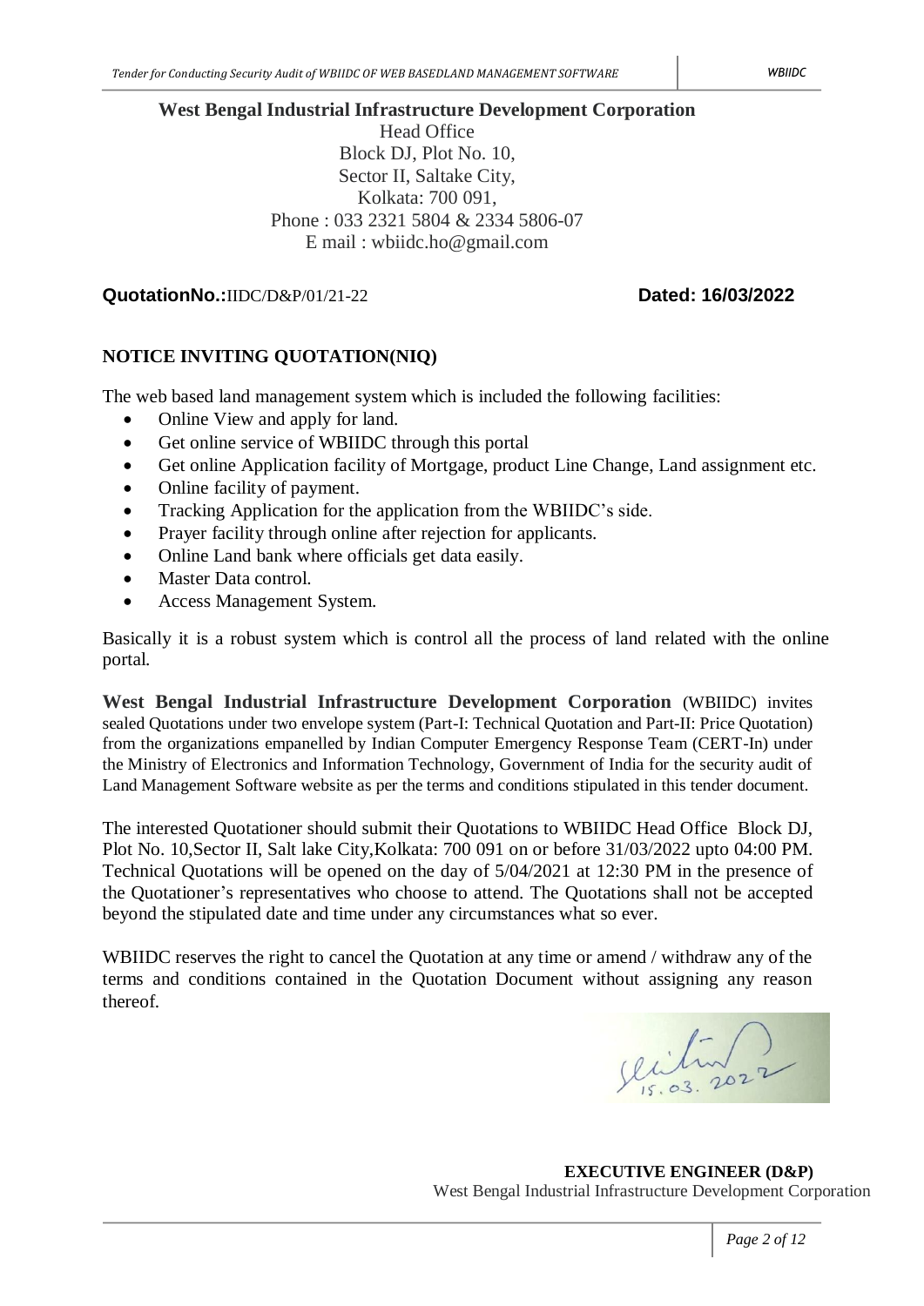**West Bengal Industrial Infrastructure Development Corporation**
Head Office
Block DJ, Plot No. 10,
Sector II, Saltake City,
Kolkata: 700 091,
Phone : 033 2321 5804 & 2334 5806-07
E mail : wbiidc.ho@gmail.com

**QuotationNo.:**IIDC/D&P/01/21-22 **Dated: 16/03/2022**

## NOTICE INVITING QUOTATION(NIQ)

The web based land management system which is included the following facilities:

- Online View and apply for land.
- Get online service of WBIIDC through this portal
- Get online Application facility of Mortgage, product Line Change, Land assignment etc.
- Online facility of payment.
- Tracking Application for the application from the WBIIDC's side.
- Prayer facility through online after rejection for applicants.
- Online Land bank where officials get data easily.
- Master Data control.
- Access Management System.

Basically it is a robust system which is control all the process of land related with the online portal.

**West Bengal Industrial Infrastructure Development Corporation** (WBIIDC) invites sealed Quotations under two envelope system (Part-I: Technical Quotation and Part-II: Price Quotation) from the organizations empanelled by Indian Computer Emergency Response Team (CERT-In) under the Ministry of Electronics and Information Technology, Government of India for the security audit of Land Management Software website as per the terms and conditions stipulated in this tender document.

The interested Quotationer should submit their Quotations to WBIIDC Head Office Block DJ, Plot No. 10,Sector II, Salt lake City,Kolkata: 700 091 on or before 31/03/2022 upto 04:00 PM. Technical Quotations will be opened on the day of 5/04/2021 at 12:30 PM in the presence of the Quotationer's representatives who choose to attend. The Quotations shall not be accepted beyond the stipulated date and time under any circumstances what so ever.

WBIIDC reserves the right to cancel the Quotation at any time or amend / withdraw any of the terms and conditions contained in the Quotation Document without assigning any reason thereof.

15.03.2022

**EXECUTIVE ENGINEER (D&P)**
West Bengal Industrial Infrastructure Development Corporation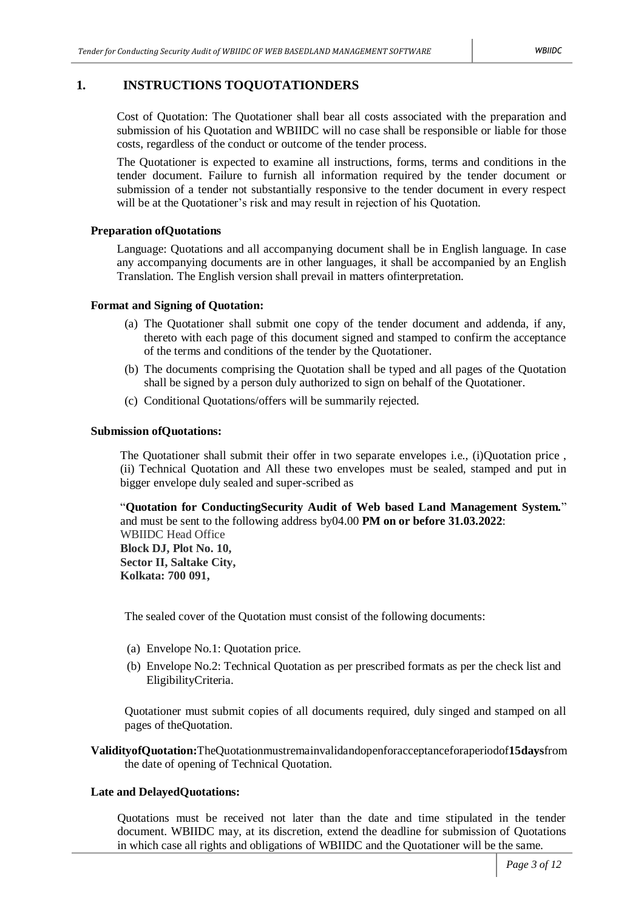# 1. INSTRUCTIONS TOQUOTATIONDERS

Cost of Quotation: The Quotationer shall bear all costs associated with the preparation and submission of his Quotation and WBIIDC will no case shall be responsible or liable for those costs, regardless of the conduct or outcome of the tender process.

The Quotationer is expected to examine all instructions, forms, terms and conditions in the tender document. Failure to furnish all information required by the tender document or submission of a tender not substantially responsive to the tender document in every respect will be at the Quotationer's risk and may result in rejection of his Quotation.

**Preparation ofQuotations**

Language: Quotations and all accompanying document shall be in English language. In case any accompanying documents are in other languages, it shall be accompanied by an English Translation. The English version shall prevail in matters ofinterpretation.

**Format and Signing of Quotation:**

(a) The Quotationer shall submit one copy of the tender document and addenda, if any, thereto with each page of this document signed and stamped to confirm the acceptance of the terms and conditions of the tender by the Quotationer.

(b) The documents comprising the Quotation shall be typed and all pages of the Quotation shall be signed by a person duly authorized to sign on behalf of the Quotationer.

(c) Conditional Quotations/offers will be summarily rejected.

**Submission ofQuotations:**

The Quotationer shall submit their offer in two separate envelopes i.e., (i)Quotation price , (ii) Technical Quotation and All these two envelopes must be sealed, stamped and put in bigger envelope duly sealed and super-scribed as

"**Quotation for ConductingSecurity Audit of Web based Land Management System.**" and must be sent to the following address by04.00 **PM on or before 31.03.2022**:
WBIIDC Head Office
**Block DJ, Plot No. 10,**
**Sector II, Saltake City,**
**Kolkata: 700 091,**

The sealed cover of the Quotation must consist of the following documents:

(a) Envelope No.1: Quotation price.

(b) Envelope No.2: Technical Quotation as per prescribed formats as per the check list and EligibilityCriteria.

Quotationer must submit copies of all documents required, duly singed and stamped on all pages of theQuotation.

**ValidityofQuotation:**TheQuotationmustremainvalidandopenforacceptanceforaperiodof**15days**from the date of opening of Technical Quotation.

**Late and DelayedQuotations:**

Quotations must be received not later than the date and time stipulated in the tender document. WBIIDC may, at its discretion, extend the deadline for submission of Quotations in which case all rights and obligations of WBIIDC and the Quotationer will be the same.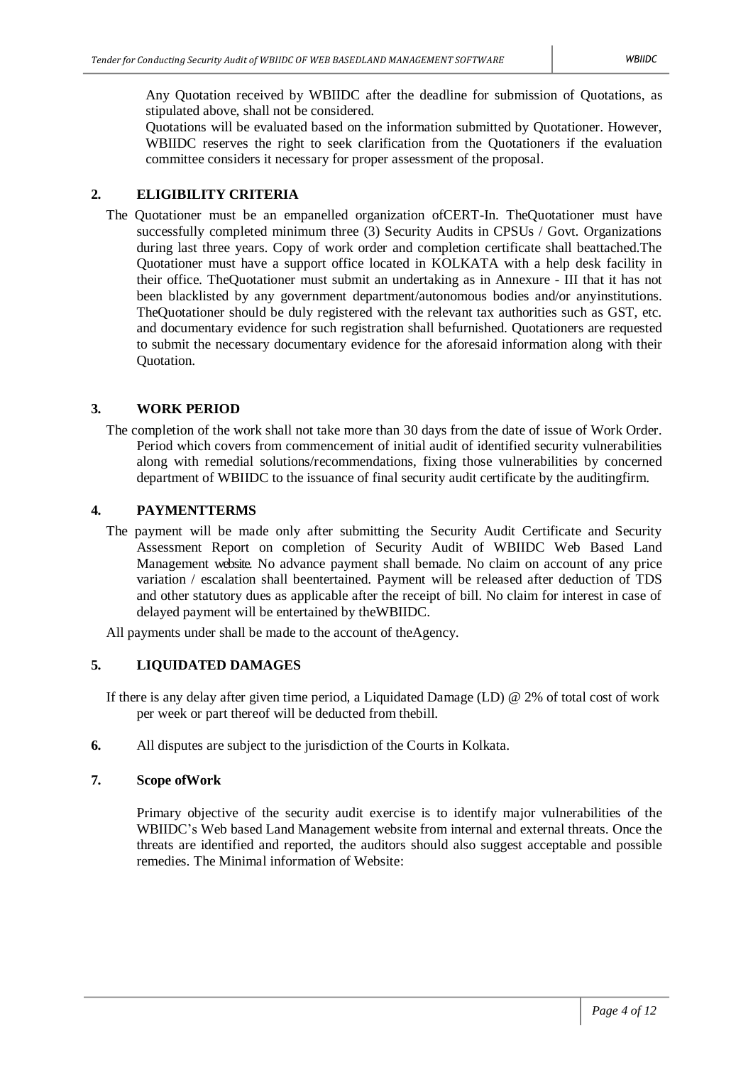Any Quotation received by WBIIDC after the deadline for submission of Quotations, as stipulated above, shall not be considered.

Quotations will be evaluated based on the information submitted by Quotationer. However, WBIIDC reserves the right to seek clarification from the Quotationers if the evaluation committee considers it necessary for proper assessment of the proposal.

## 2. ELIGIBILITY CRITERIA

The Quotationer must be an empanelled organization ofCERT-In. TheQuotationer must have successfully completed minimum three (3) Security Audits in CPSUs / Govt. Organizations during last three years. Copy of work order and completion certificate shall beattached.The Quotationer must have a support office located in KOLKATA with a help desk facility in their office. TheQuotationer must submit an undertaking as in Annexure - III that it has not been blacklisted by any government department/autonomous bodies and/or anyinstitutions. TheQuotationer should be duly registered with the relevant tax authorities such as GST, etc. and documentary evidence for such registration shall befurnished. Quotationers are requested to submit the necessary documentary evidence for the aforesaid information along with their Quotation.

## 3. WORK PERIOD

The completion of the work shall not take more than 30 days from the date of issue of Work Order. Period which covers from commencement of initial audit of identified security vulnerabilities along with remedial solutions/recommendations, fixing those vulnerabilities by concerned department of WBIIDC to the issuance of final security audit certificate by the auditingfirm.

## 4. PAYMENTTERMS

The payment will be made only after submitting the Security Audit Certificate and Security Assessment Report on completion of Security Audit of WBIIDC Web Based Land Management website. No advance payment shall bemade. No claim on account of any price variation / escalation shall beentertained. Payment will be released after deduction of TDS and other statutory dues as applicable after the receipt of bill. No claim for interest in case of delayed payment will be entertained by theWBIIDC.

All payments under shall be made to the account of theAgency.

## 5. LIQUIDATED DAMAGES

If there is any delay after given time period, a Liquidated Damage (LD) @ 2% of total cost of work per week or part thereof will be deducted from thebill.

**6.** All disputes are subject to the jurisdiction of the Courts in Kolkata.

## 7. Scope ofWork

Primary objective of the security audit exercise is to identify major vulnerabilities of the WBIIDC's Web based Land Management website from internal and external threats. Once the threats are identified and reported, the auditors should also suggest acceptable and possible remedies. The Minimal information of Website: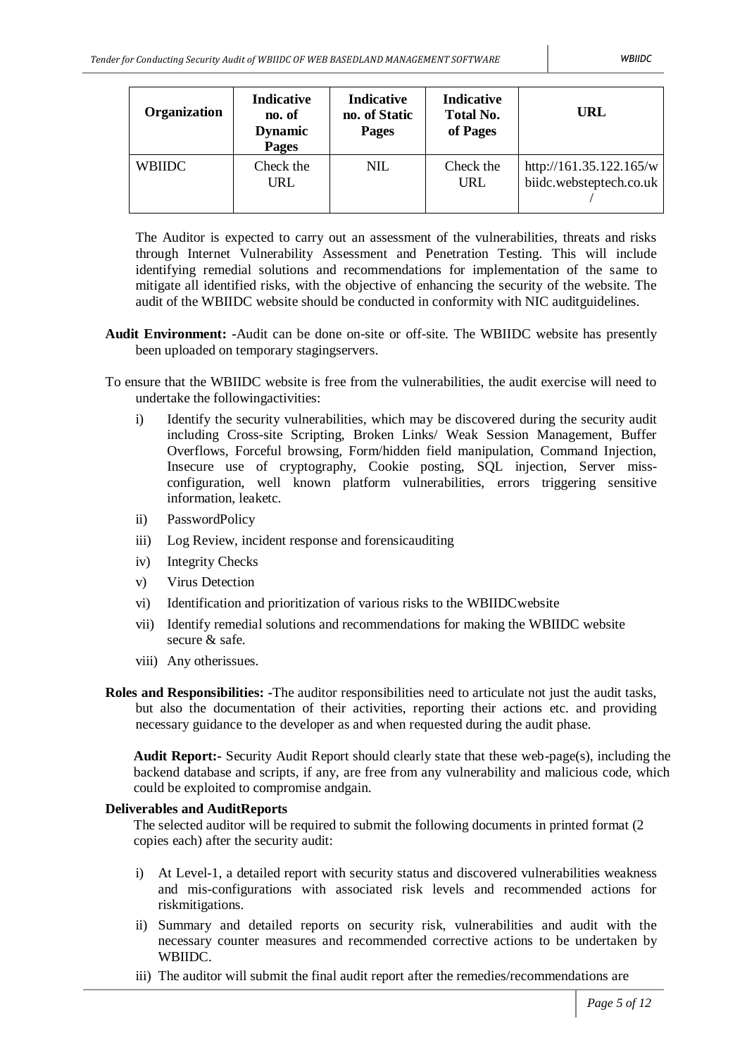| Organization | Indicative no. of Dynamic Pages | Indicative no. of Static Pages | Indicative Total No. of Pages | URL |
|---|---|---|---|---|
| WBIIDC | Check the URL | NIL | Check the URL | http://161.35.122.165/wbiidc.websteptech.co.uk/ |

The Auditor is expected to carry out an assessment of the vulnerabilities, threats and risks through Internet Vulnerability Assessment and Penetration Testing. This will include identifying remedial solutions and recommendations for implementation of the same to mitigate all identified risks, with the objective of enhancing the security of the website. The audit of the WBIIDC website should be conducted in conformity with NIC auditguidelines.

**Audit Environment: -**Audit can be done on-site or off-site. The WBIIDC website has presently been uploaded on temporary stagingservers.

To ensure that the WBIIDC website is free from the vulnerabilities, the audit exercise will need to undertake the followingactivities:

i) Identify the security vulnerabilities, which may be discovered during the security audit including Cross-site Scripting, Broken Links/ Weak Session Management, Buffer Overflows, Forceful browsing, Form/hidden field manipulation, Command Injection, Insecure use of cryptography, Cookie posting, SQL injection, Server miss-configuration, well known platform vulnerabilities, errors triggering sensitive information, leaketc.
ii) PasswordPolicy
iii) Log Review, incident response and forensicauditing
iv) Integrity Checks
v) Virus Detection
vi) Identification and prioritization of various risks to the WBIIDCwebsite
vii) Identify remedial solutions and recommendations for making the WBIIDC website secure & safe.
viii) Any otherissues.

**Roles and Responsibilities: -**The auditor responsibilities need to articulate not just the audit tasks, but also the documentation of their activities, reporting their actions etc. and providing necessary guidance to the developer as and when requested during the audit phase.

**Audit Report:-** Security Audit Report should clearly state that these web-page(s), including the backend database and scripts, if any, are free from any vulnerability and malicious code, which could be exploited to compromise andgain.

**Deliverables and AuditReports**

The selected auditor will be required to submit the following documents in printed format (2 copies each) after the security audit:

i) At Level-1, a detailed report with security status and discovered vulnerabilities weakness and mis-configurations with associated risk levels and recommended actions for riskmitigations.
ii) Summary and detailed reports on security risk, vulnerabilities and audit with the necessary counter measures and recommended corrective actions to be undertaken by WBIIDC.
iii) The auditor will submit the final audit report after the remedies/recommendations are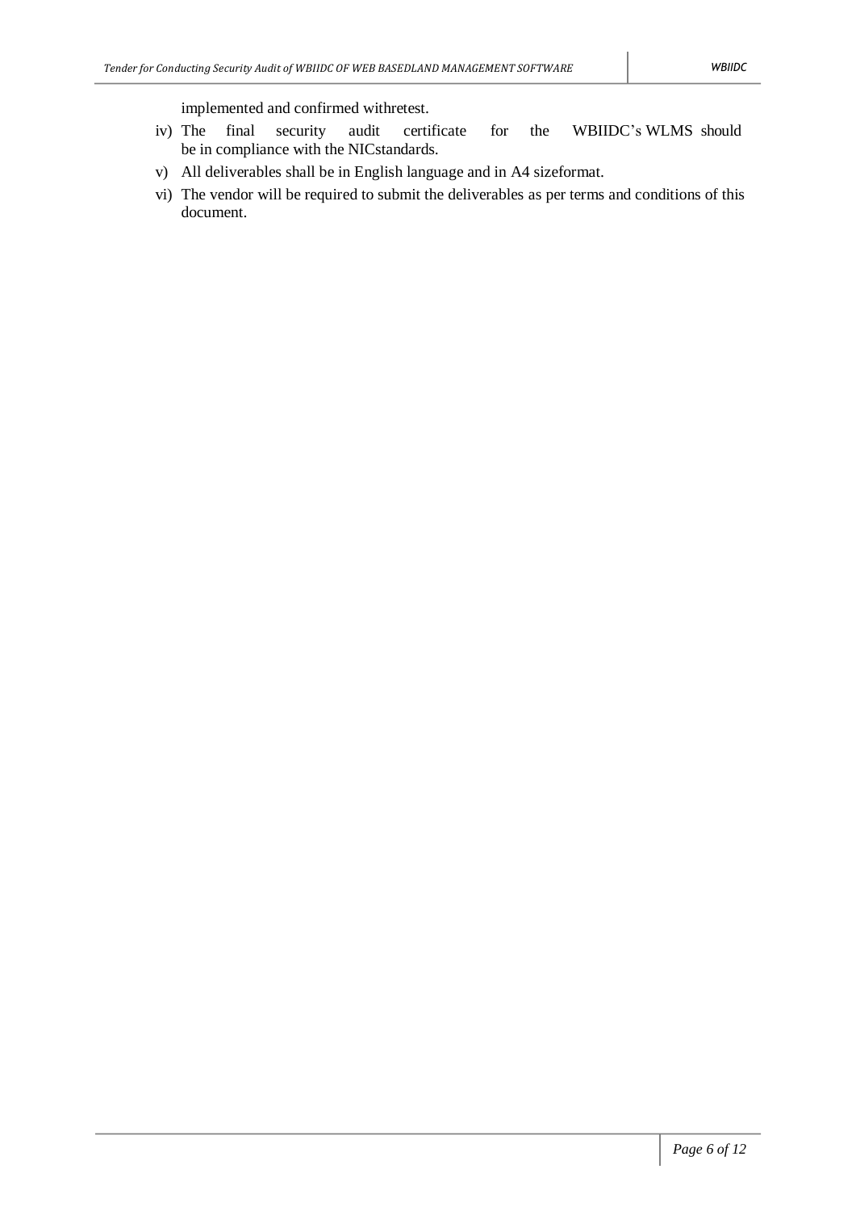implemented and confirmed withretest.

iv) The final security audit certificate for the WBIIDC's WLMS should be in compliance with the NICstandards.

v) All deliverables shall be in English language and in A4 sizeformat.

vi) The vendor will be required to submit the deliverables as per terms and conditions of this document.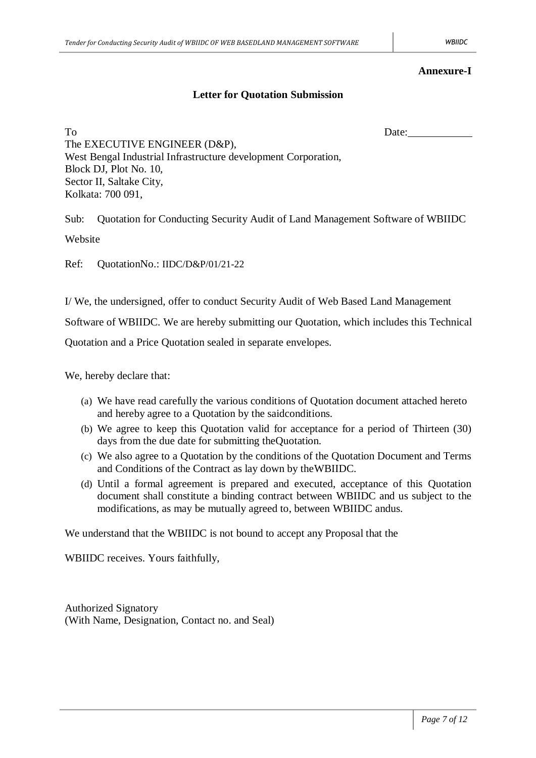**Annexure-I**

## Letter for Quotation Submission

To Date:\_\_\_\_\_\_\_\_\_\_\_\_

The EXECUTIVE ENGINEER (D&P),
West Bengal Industrial Infrastructure development Corporation,
Block DJ, Plot No. 10,
Sector II, Saltake City,
Kolkata: 700 091,

Sub: Quotation for Conducting Security Audit of Land Management Software of WBIIDC Website

Ref: QuotationNo.: IIDC/D&P/01/21-22

I/ We, the undersigned, offer to conduct Security Audit of Web Based Land Management Software of WBIIDC. We are hereby submitting our Quotation, which includes this Technical Quotation and a Price Quotation sealed in separate envelopes.

We, hereby declare that:

(a) We have read carefully the various conditions of Quotation document attached hereto and hereby agree to a Quotation by the saidconditions.
(b) We agree to keep this Quotation valid for acceptance for a period of Thirteen (30) days from the due date for submitting theQuotation.
(c) We also agree to a Quotation by the conditions of the Quotation Document and Terms and Conditions of the Contract as lay down by theWBIIDC.
(d) Until a formal agreement is prepared and executed, acceptance of this Quotation document shall constitute a binding contract between WBIIDC and us subject to the modifications, as may be mutually agreed to, between WBIIDC andus.

We understand that the WBIIDC is not bound to accept any Proposal that the

WBIIDC receives. Yours faithfully,

Authorized Signatory
(With Name, Designation, Contact no. and Seal)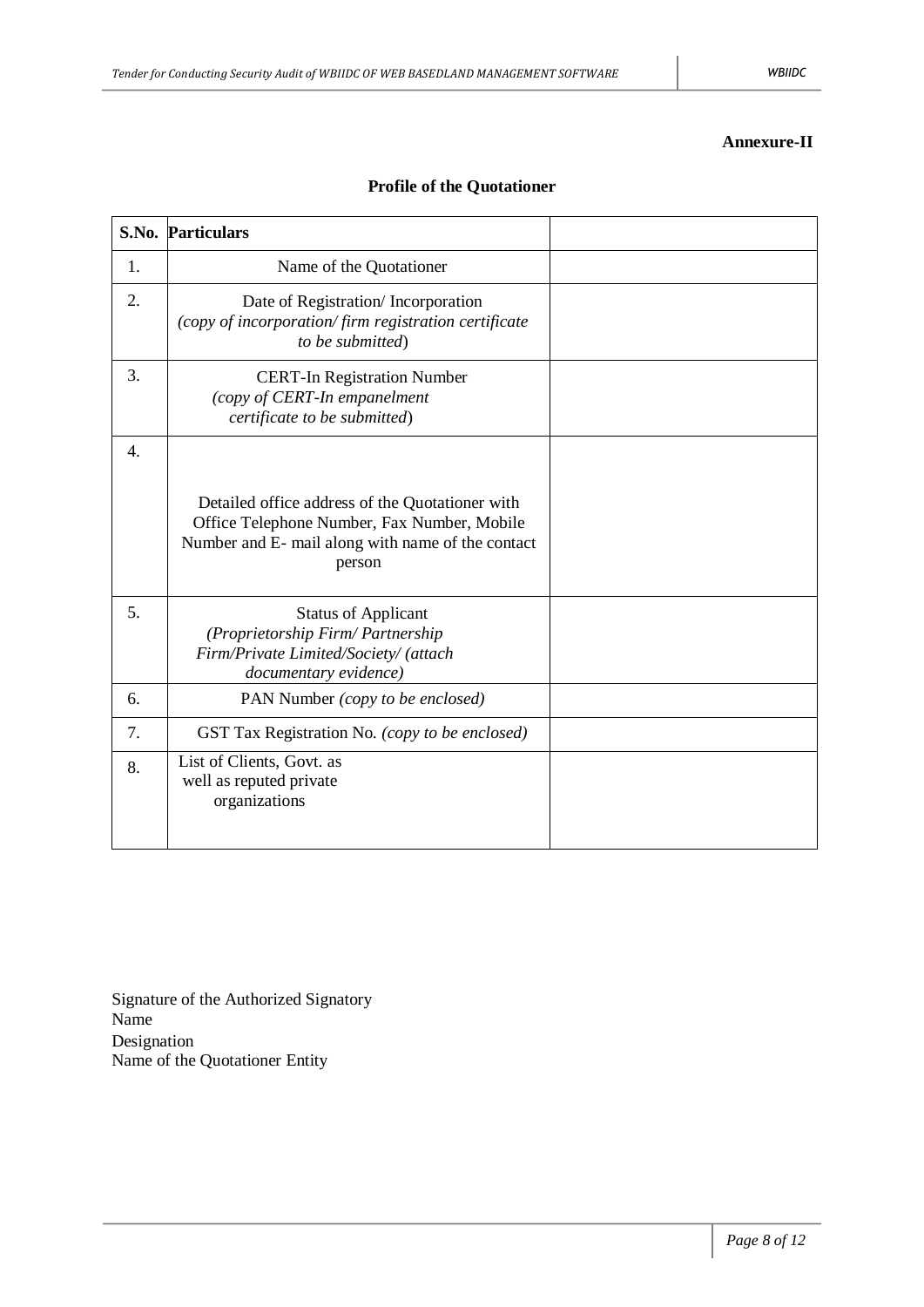**Annexure-II**

**Profile of the Quotationer**

| S.No. | Particulars | |
|---|---|---|
| 1. | Name of the Quotationer | |
| 2. | Date of Registration/ Incorporation *(copy of incorporation/ firm registration certificate to be submitted*) | |
| 3. | CERT-In Registration Number *(copy of CERT-In empanelment certificate to be submitted*) | |
| 4. | Detailed office address of the Quotationer with Office Telephone Number, Fax Number, Mobile Number and E- mail along with name of the contact person | |
| 5. | Status of Applicant *(Proprietorship Firm/ Partnership Firm/Private Limited/Society/ (attach documentary evidence)* | |
| 6. | PAN Number *(copy to be enclosed)* | |
| 7. | GST Tax Registration No. *(copy to be enclosed)* | |
| 8. | List of Clients, Govt. as well as reputed private organizations | |

Signature of the Authorized Signatory
Name
Designation
Name of the Quotationer Entity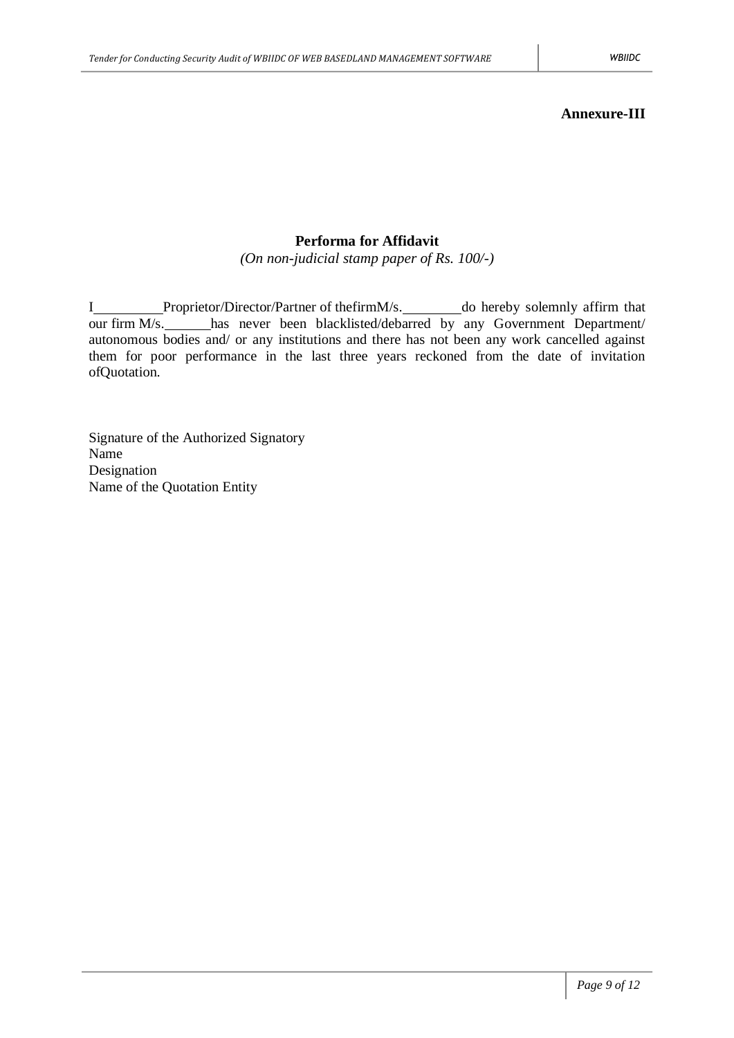**Annexure-III**

**Performa for Affidavit**

*(On non-judicial stamp paper of Rs. 100/-)*

I\_\_\_\_\_\_\_\_\_\_Proprietor/Director/Partner of thefirmM/s.\_\_\_\_\_\_\_\_\_do hereby solemnly affirm that our firm M/s.\_\_\_\_\_\_\_has never been blacklisted/debarred by any Government Department/ autonomous bodies and/ or any institutions and there has not been any work cancelled against them for poor performance in the last three years reckoned from the date of invitation ofQuotation.

Signature of the Authorized Signatory
Name
Designation
Name of the Quotation Entity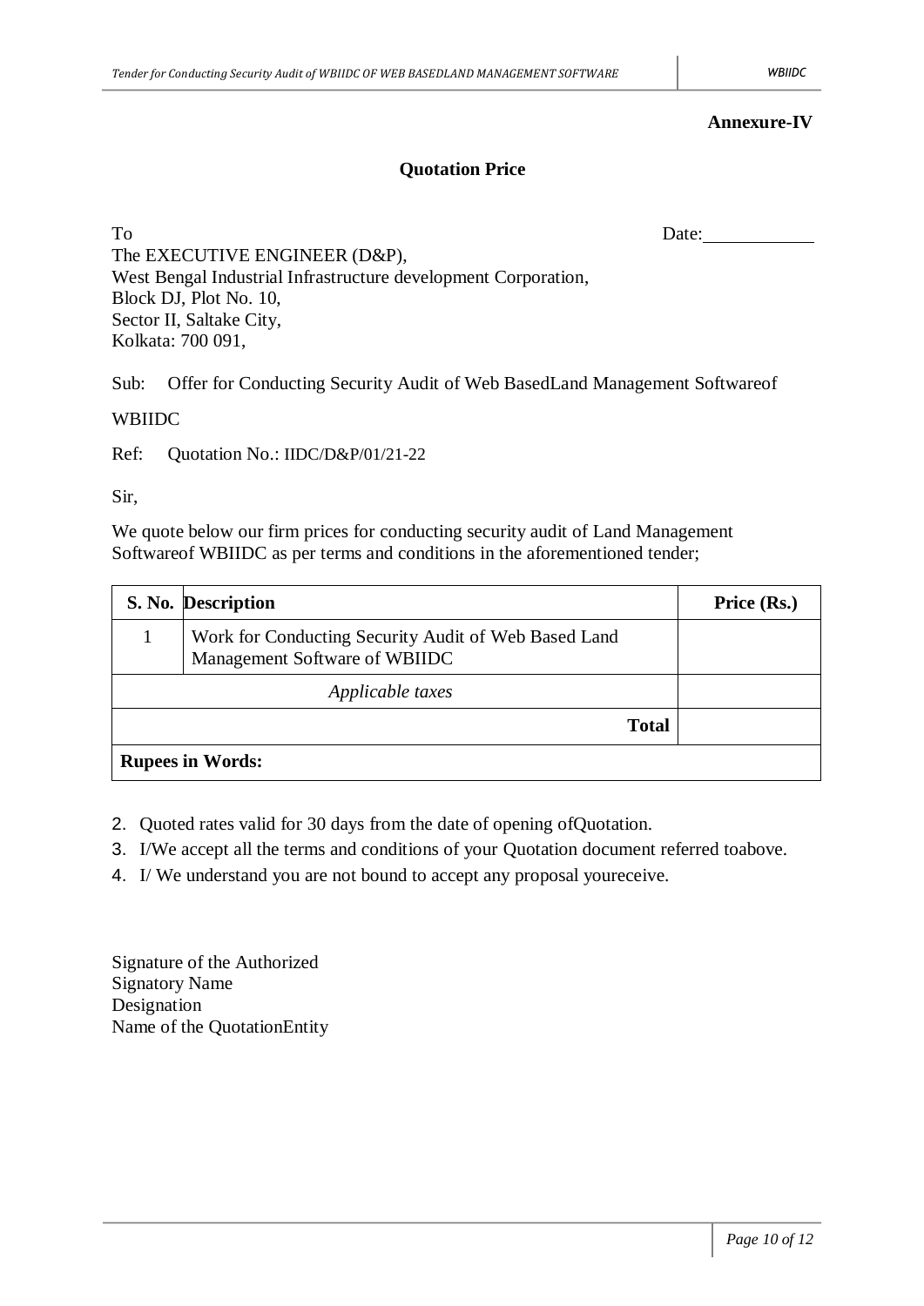**Annexure-IV**

## Quotation Price

To

The EXECUTIVE ENGINEER (D&P),
West Bengal Industrial Infrastructure development Corporation,
Block DJ, Plot No. 10,
Sector II, Saltake City,
Kolkata: 700 091,

Date:\_\_\_\_\_\_\_\_\_\_\_\_

Sub: Offer for Conducting Security Audit of Web BasedLand Management Softwareof WBIIDC

Ref: Quotation No.: IIDC/D&P/01/21-22

Sir,

We quote below our firm prices for conducting security audit of Land Management Softwareof WBIIDC as per terms and conditions in the aforementioned tender;

| S. No. | Description | Price (Rs.) |
|---|---|---|
| 1 | Work for Conducting Security Audit of Web Based Land Management Software of WBIIDC | |
| | *Applicable taxes* | |
| | **Total** | |
| **Rupees in Words:** | | |

2. Quoted rates valid for 30 days from the date of opening ofQuotation.
3. I/We accept all the terms and conditions of your Quotation document referred toabove.
4. I/ We understand you are not bound to accept any proposal youreceive.

Signature of the Authorized
Signatory Name
Designation
Name of the QuotationEntity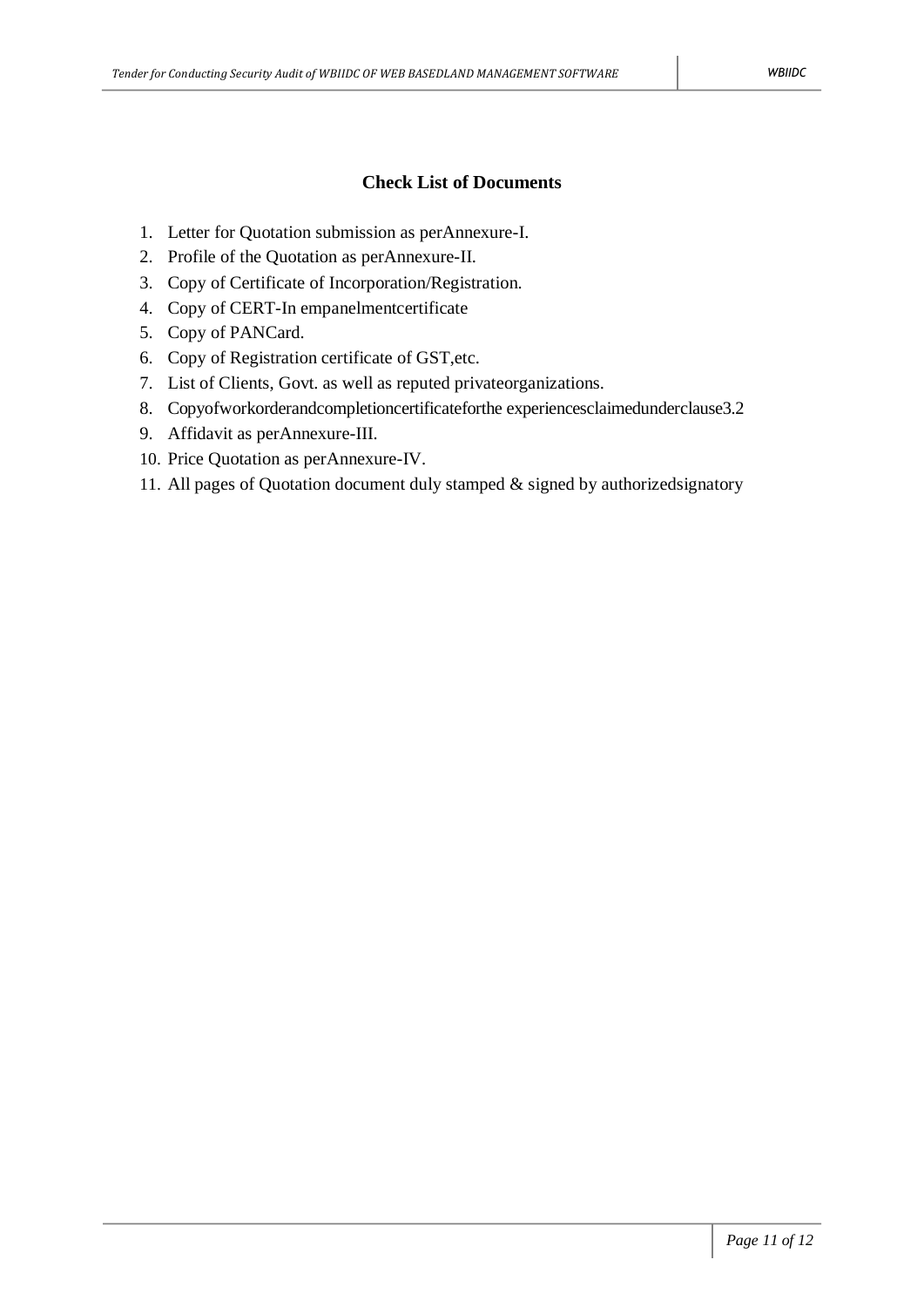## Check List of Documents

1. Letter for Quotation submission as perAnnexure-I.
2. Profile of the Quotation as perAnnexure-II.
3. Copy of Certificate of Incorporation/Registration.
4. Copy of CERT-In empanelmentcertificate
5. Copy of PANCard.
6. Copy of Registration certificate of GST,etc.
7. List of Clients, Govt. as well as reputed privateorganizations.
8. Copyofworkorderandcompletioncertificateforthe experiencesclaimedunderclause3.2
9. Affidavit as perAnnexure-III.
10. Price Quotation as perAnnexure-IV.
11. All pages of Quotation document duly stamped & signed by authorizedsignatory